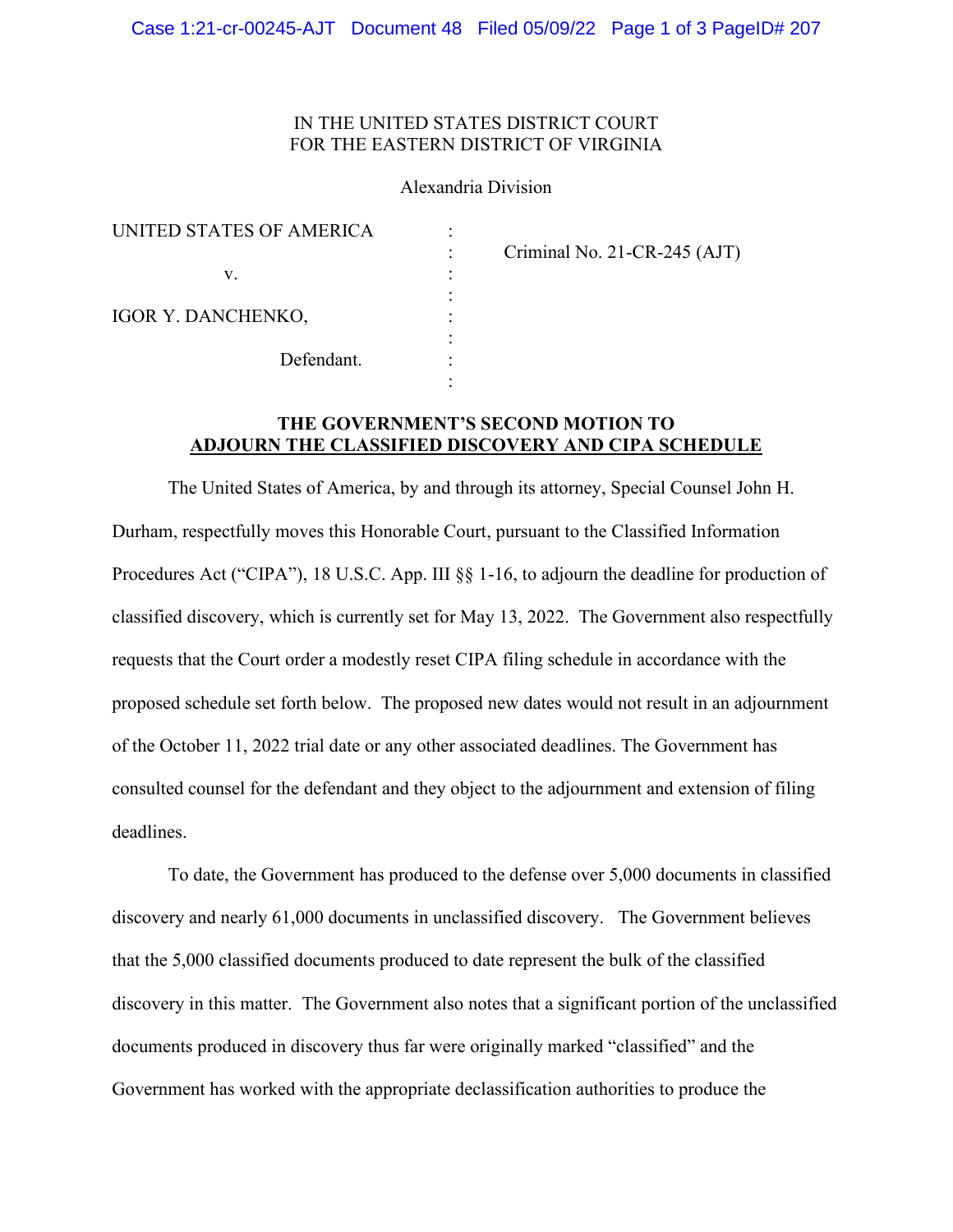IN THE UNITED STATES DISTRICT COURT
FOR THE EASTERN DISTRICT OF VIRGINIA

Alexandria Division

| | | |
|---|---|---|
| UNITED STATES OF AMERICA | : | |
| | : | Criminal No. 21-CR-245 (AJT) |
| v. | : | |
| | : | |
| IGOR Y. DANCHENKO, | : | |
| | : | |
| Defendant. | : | |
| | : | |

**THE GOVERNMENT'S SECOND MOTION TO ADJOURN THE CLASSIFIED DISCOVERY AND CIPA SCHEDULE**

The United States of America, by and through its attorney, Special Counsel John H. Durham, respectfully moves this Honorable Court, pursuant to the Classified Information Procedures Act ("CIPA"), 18 U.S.C. App. III §§ 1-16, to adjourn the deadline for production of classified discovery, which is currently set for May 13, 2022. The Government also respectfully requests that the Court order a modestly reset CIPA filing schedule in accordance with the proposed schedule set forth below. The proposed new dates would not result in an adjournment of the October 11, 2022 trial date or any other associated deadlines. The Government has consulted counsel for the defendant and they object to the adjournment and extension of filing deadlines.

To date, the Government has produced to the defense over 5,000 documents in classified discovery and nearly 61,000 documents in unclassified discovery. The Government believes that the 5,000 classified documents produced to date represent the bulk of the classified discovery in this matter. The Government also notes that a significant portion of the unclassified documents produced in discovery thus far were originally marked "classified" and the Government has worked with the appropriate declassification authorities to produce the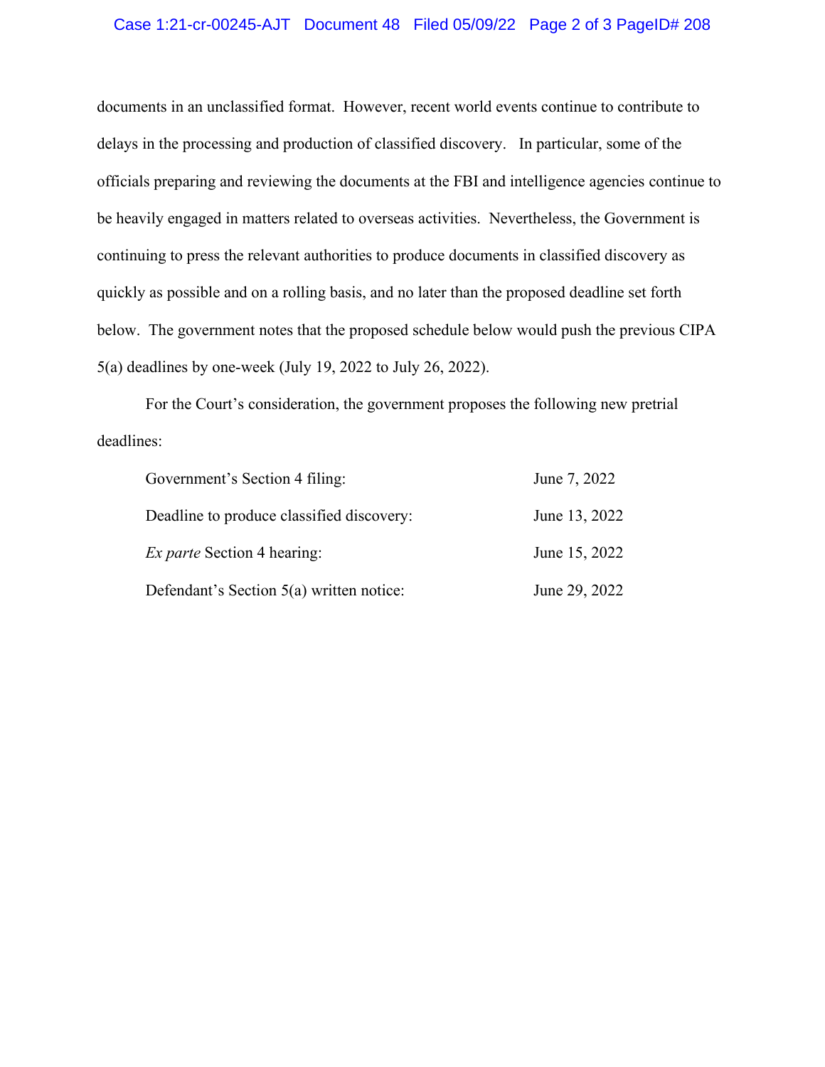documents in an unclassified format. However, recent world events continue to contribute to delays in the processing and production of classified discovery. In particular, some of the officials preparing and reviewing the documents at the FBI and intelligence agencies continue to be heavily engaged in matters related to overseas activities. Nevertheless, the Government is continuing to press the relevant authorities to produce documents in classified discovery as quickly as possible and on a rolling basis, and no later than the proposed deadline set forth below. The government notes that the proposed schedule below would push the previous CIPA 5(a) deadlines by one-week (July 19, 2022 to July 26, 2022).

For the Court's consideration, the government proposes the following new pretrial deadlines:

| | |
|---|---|
| Government's Section 4 filing: | June 7, 2022 |
| Deadline to produce classified discovery: | June 13, 2022 |
| *Ex parte* Section 4 hearing: | June 15, 2022 |
| Defendant's Section 5(a) written notice: | June 29, 2022 |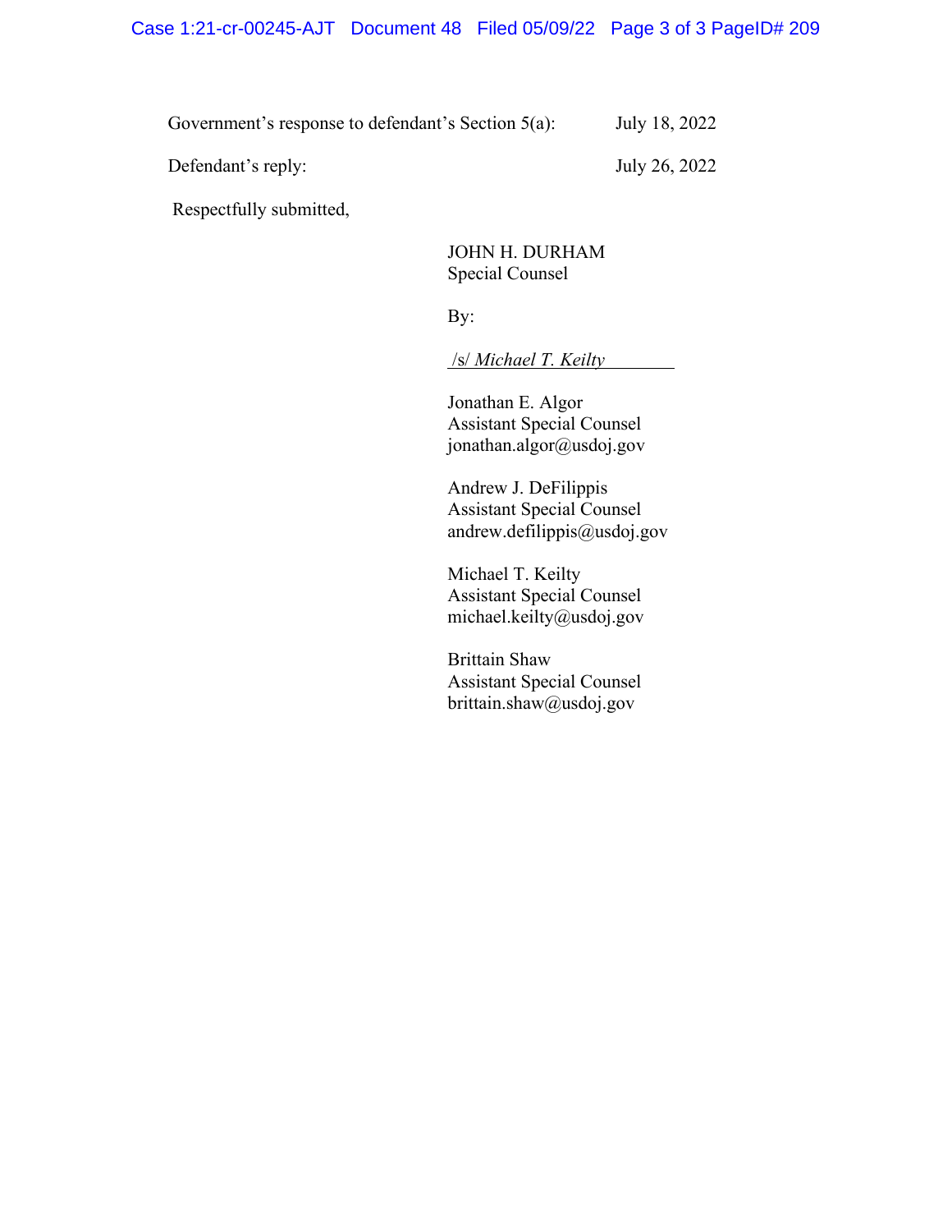| | |
|---|---|
| Government's response to defendant's Section 5(a): | July 18, 2022 |
| Defendant's reply: | July 26, 2022 |

Respectfully submitted,

JOHN H. DURHAM
Special Counsel

By:

/s/ *Michael T. Keilty*

Jonathan E. Algor
Assistant Special Counsel
jonathan.algor@usdoj.gov

Andrew J. DeFilippis
Assistant Special Counsel
andrew.defilippis@usdoj.gov

Michael T. Keilty
Assistant Special Counsel
michael.keilty@usdoj.gov

Brittain Shaw
Assistant Special Counsel
brittain.shaw@usdoj.gov